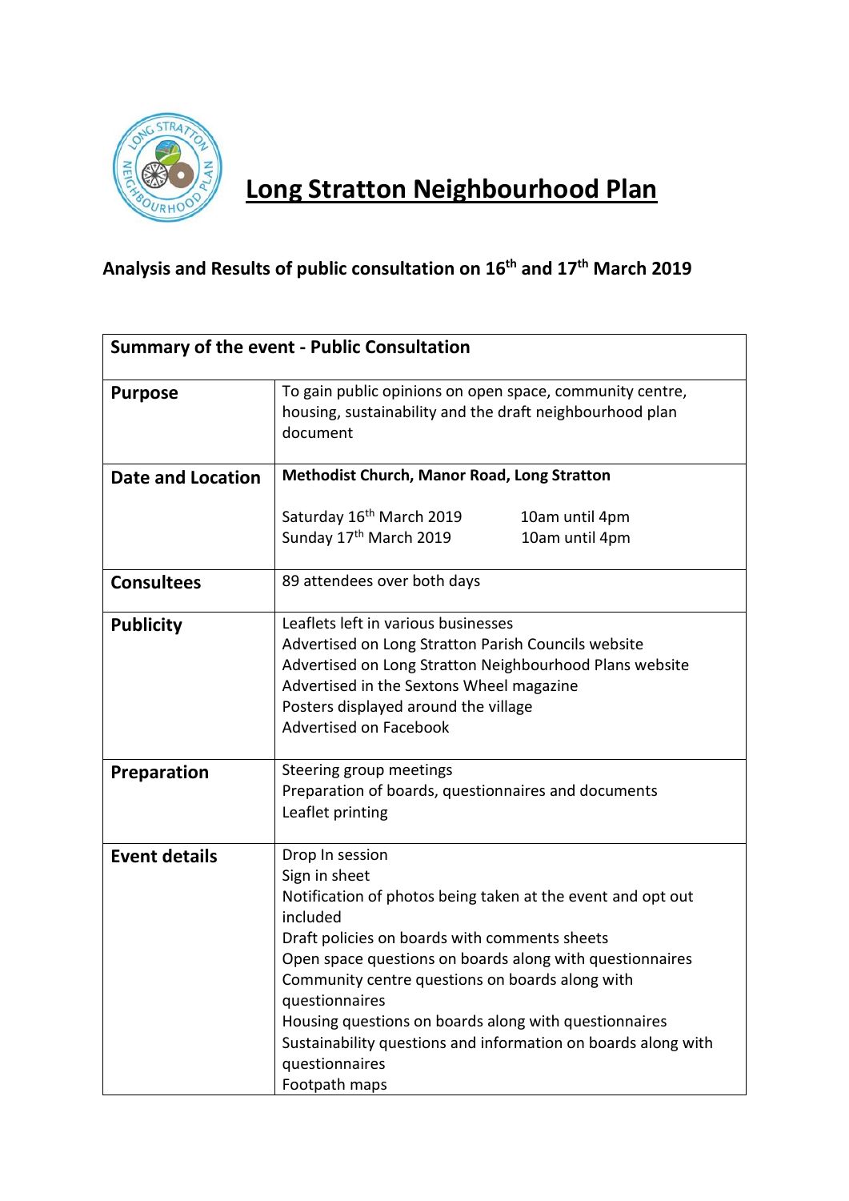# Long Stratton Neighbourhood Plan

## Analysis and Results of public consultation on 16th and 17th March 2019

| Summary of the event - Public Consultation | |
|---|---|
| **Purpose** | To gain public opinions on open space, community centre, housing, sustainability and the draft neighbourhood plan document |
| **Date and Location** | **Methodist Church, Manor Road, Long Stratton**<br><br>Saturday 16th March 2019 10am until 4pm<br>Sunday 17th March 2019 10am until 4pm |
| **Consultees** | 89 attendees over both days |
| **Publicity** | Leaflets left in various businesses<br>Advertised on Long Stratton Parish Councils website<br>Advertised on Long Stratton Neighbourhood Plans website<br>Advertised in the Sextons Wheel magazine<br>Posters displayed around the village<br>Advertised on Facebook |
| **Preparation** | Steering group meetings<br>Preparation of boards, questionnaires and documents<br>Leaflet printing |
| **Event details** | Drop In session<br>Sign in sheet<br>Notification of photos being taken at the event and opt out included<br>Draft policies on boards with comments sheets<br>Open space questions on boards along with questionnaires<br>Community centre questions on boards along with questionnaires<br>Housing questions on boards along with questionnaires<br>Sustainability questions and information on boards along with questionnaires<br>Footpath maps |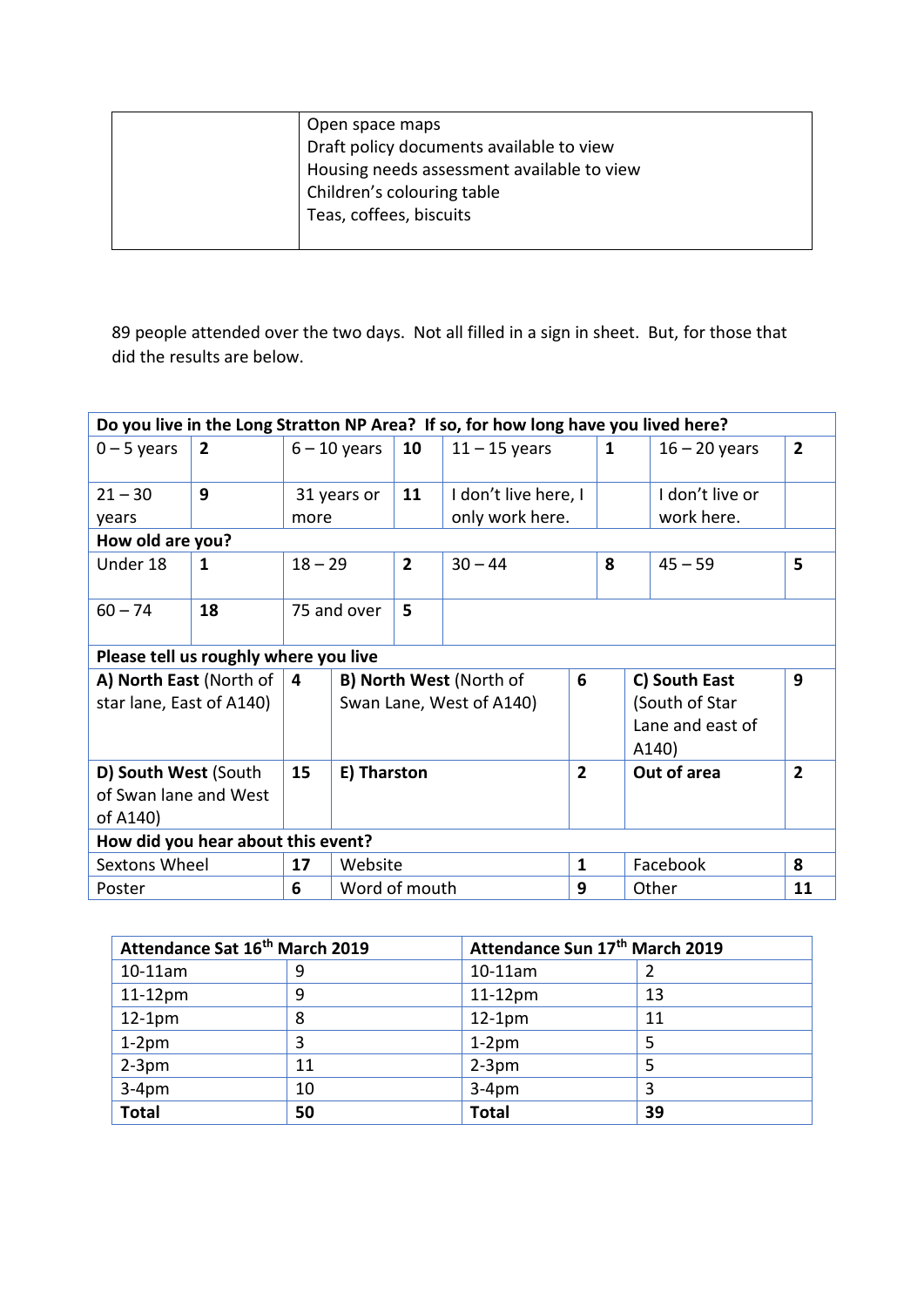| | Open space maps<br>Draft policy documents available to view<br>Housing needs assessment available to view<br>Children's colouring table<br>Teas, coffees, biscuits |
|---|---|

89 people attended over the two days. Not all filled in a sign in sheet. But, for those that did the results are below.

| **Do you live in the Long Stratton NP Area? If so, for how long have you lived here?** | | | | | | | |
|---|---|---|---|---|---|---|---|
| 0 – 5 years | **2** | 6 – 10 years | **10** | 11 – 15 years | **1** | 16 – 20 years | **2** |
| 21 – 30 years | **9** | 31 years or more | **11** | I don't live here, I only work here. | | I don't live or work here. | |
| **How old are you?** | | | | | | | |
| Under 18 | **1** | 18 – 29 | **2** | 30 – 44 | **8** | 45 – 59 | **5** |
| 60 – 74 | **18** | 75 and over | **5** | | | | |
| **Please tell us roughly where you live** | | | | | | | |
| **A) North East** (North of star lane, East of A140) | **4** | **B) North West** (North of Swan Lane, West of A140) | **6** | **C) South East** (South of Star Lane and east of A140) | **9** | | |
| **D) South West** (South of Swan lane and West of A140) | **15** | **E) Tharston** | **2** | **Out of area** | **2** | | |
| **How did you hear about this event?** | | | | | | | |
| Sextons Wheel | **17** | Website | **1** | Facebook | **8** | | |
| Poster | **6** | Word of mouth | **9** | Other | **11** | | |

| **Attendance Sat 16th March 2019** | | **Attendance Sun 17th March 2019** | |
|---|---|---|---|
| 10-11am | 9 | 10-11am | 2 |
| 11-12pm | 9 | 11-12pm | 13 |
| 12-1pm | 8 | 12-1pm | 11 |
| 1-2pm | 3 | 1-2pm | 5 |
| 2-3pm | 11 | 2-3pm | 5 |
| 3-4pm | 10 | 3-4pm | 3 |
| **Total** | **50** | **Total** | **39** |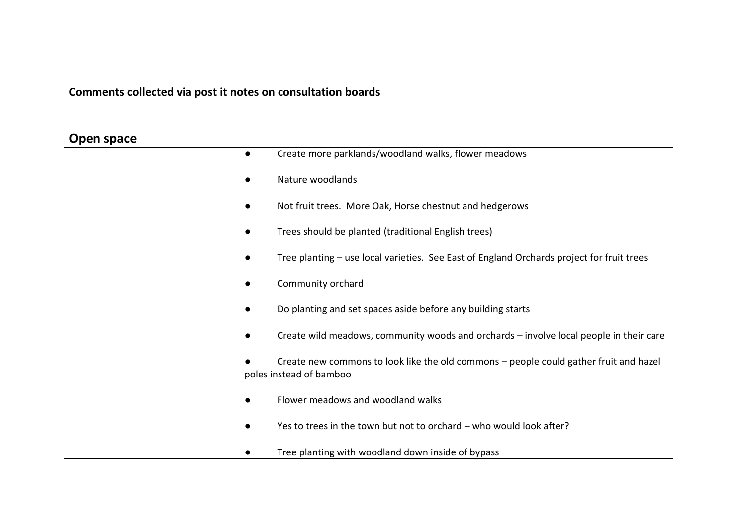**Comments collected via post it notes on consultation boards**

## Open space

| | |
|---|---|
| | • Create more parklands/woodland walks, flower meadows<br>• Nature woodlands<br>• Not fruit trees. More Oak, Horse chestnut and hedgerows<br>• Trees should be planted (traditional English trees)<br>• Tree planting – use local varieties. See East of England Orchards project for fruit trees<br>• Community orchard<br>• Do planting and set spaces aside before any building starts<br>• Create wild meadows, community woods and orchards – involve local people in their care<br>• Create new commons to look like the old commons – people could gather fruit and hazel poles instead of bamboo<br>• Flower meadows and woodland walks<br>• Yes to trees in the town but not to orchard – who would look after?<br>• Tree planting with woodland down inside of bypass |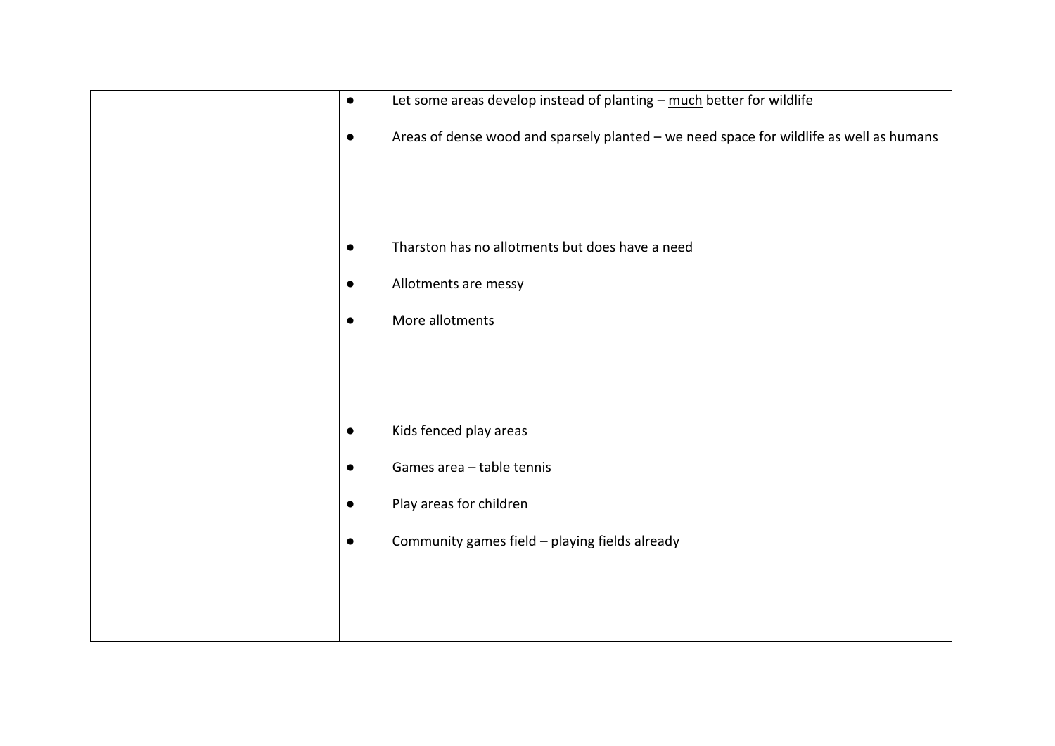| | |
|---|---|
| | - Let some areas develop instead of planting – <u>much</u> better for wildlife<br>- Areas of dense wood and sparsely planted – we need space for wildlife as well as humans<br><br><br>- Tharston has no allotments but does have a need<br>- Allotments are messy<br>- More allotments<br><br><br>- Kids fenced play areas<br>- Games area – table tennis<br>- Play areas for children<br>- Community games field – playing fields already |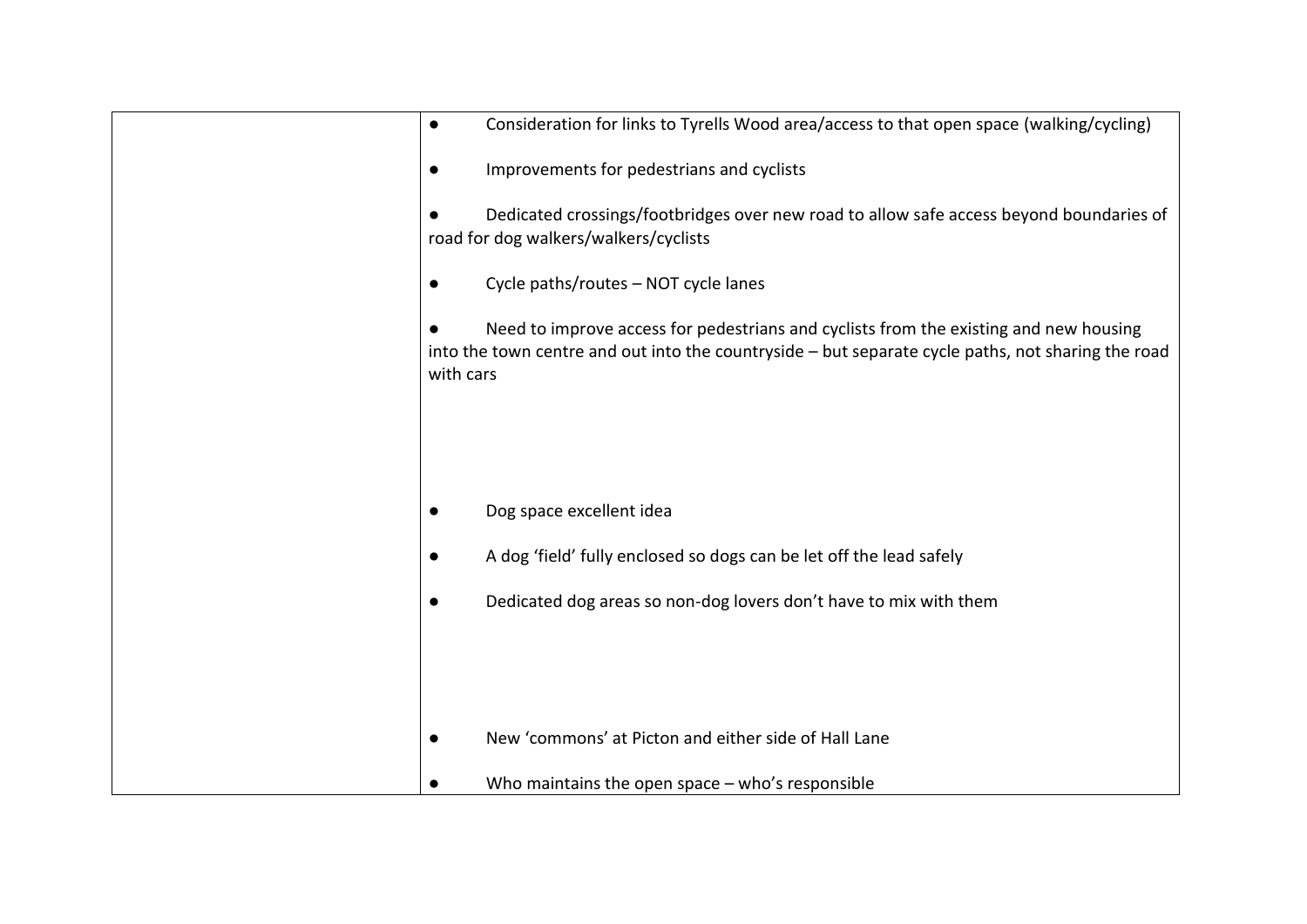| | |
|---|---|
| | ● Consideration for links to Tyrells Wood area/access to that open space (walking/cycling)<br><br>● Improvements for pedestrians and cyclists<br><br>● Dedicated crossings/footbridges over new road to allow safe access beyond boundaries of road for dog walkers/walkers/cyclists<br><br>● Cycle paths/routes – NOT cycle lanes<br><br>● Need to improve access for pedestrians and cyclists from the existing and new housing into the town centre and out into the countryside – but separate cycle paths, not sharing the road with cars<br><br>● Dog space excellent idea<br><br>● A dog 'field' fully enclosed so dogs can be let off the lead safely<br><br>● Dedicated dog areas so non-dog lovers don't have to mix with them<br><br>● New 'commons' at Picton and either side of Hall Lane<br><br>● Who maintains the open space – who's responsible |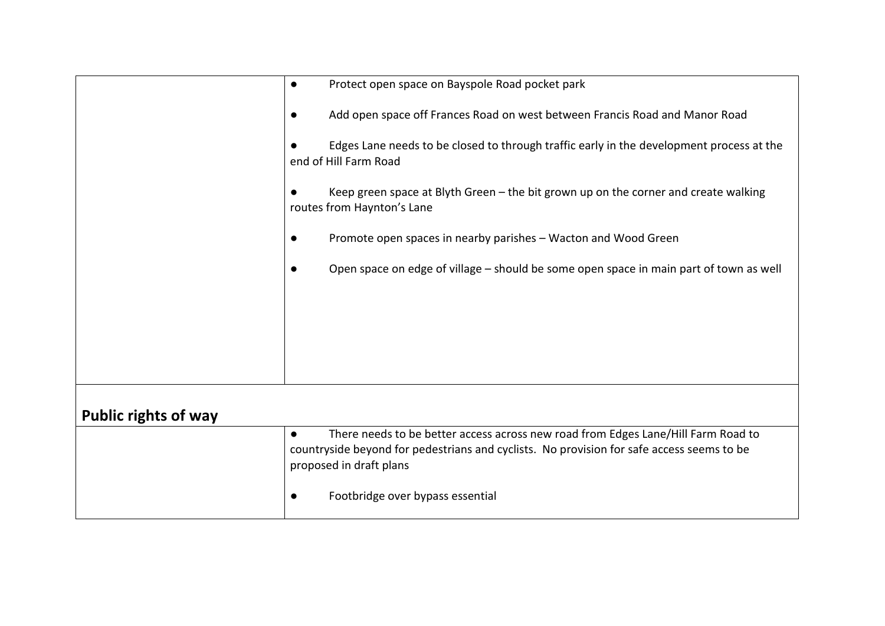| | |
|---|---|
| | ● Protect open space on Bayspole Road pocket park<br><br>● Add open space off Frances Road on west between Francis Road and Manor Road<br><br>● Edges Lane needs to be closed to through traffic early in the development process at the end of Hill Farm Road<br><br>● Keep green space at Blyth Green – the bit grown up on the corner and create walking routes from Haynton's Lane<br><br>● Promote open spaces in nearby parishes – Wacton and Wood Green<br><br>● Open space on edge of village – should be some open space in main part of town as well |
| **Public rights of way** | |
| | ● There needs to be better access across new road from Edges Lane/Hill Farm Road to countryside beyond for pedestrians and cyclists. No provision for safe access seems to be proposed in draft plans<br><br>● Footbridge over bypass essential |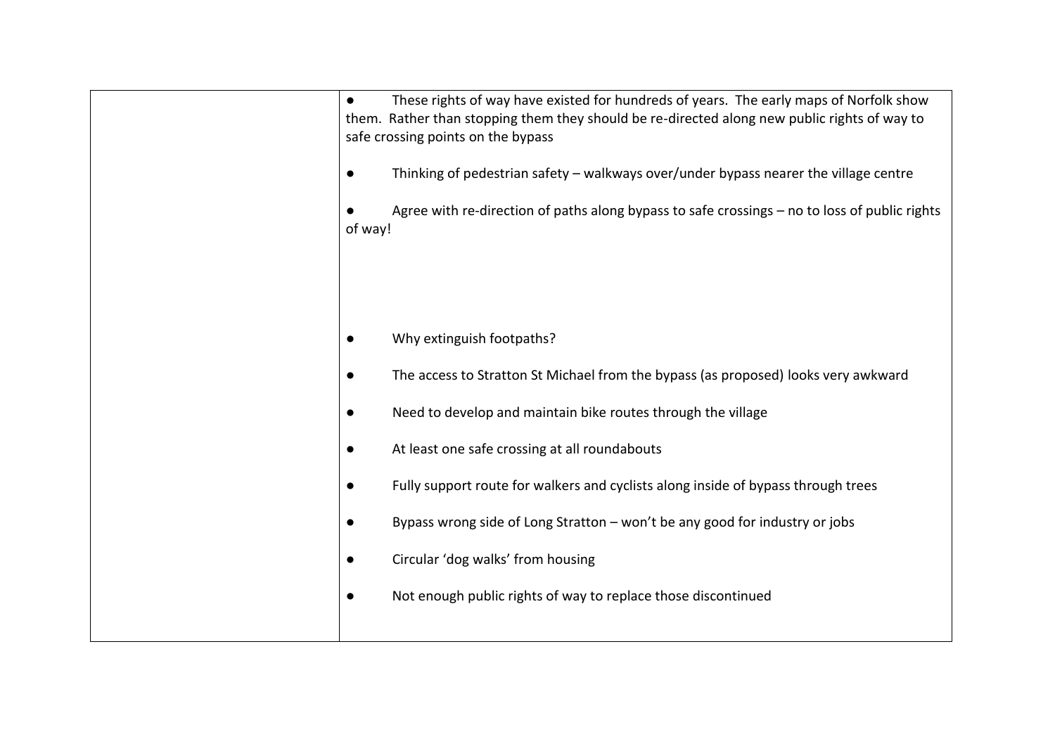| | |
|---|---|
| | • These rights of way have existed for hundreds of years. The early maps of Norfolk show them. Rather than stopping them they should be re-directed along new public rights of way to safe crossing points on the bypass<br><br>• Thinking of pedestrian safety – walkways over/under bypass nearer the village centre<br><br>• Agree with re-direction of paths along bypass to safe crossings – no to loss of public rights of way!<br><br><br><br>• Why extinguish footpaths?<br><br>• The access to Stratton St Michael from the bypass (as proposed) looks very awkward<br><br>• Need to develop and maintain bike routes through the village<br><br>• At least one safe crossing at all roundabouts<br><br>• Fully support route for walkers and cyclists along inside of bypass through trees<br><br>• Bypass wrong side of Long Stratton – won't be any good for industry or jobs<br><br>• Circular 'dog walks' from housing<br><br>• Not enough public rights of way to replace those discontinued |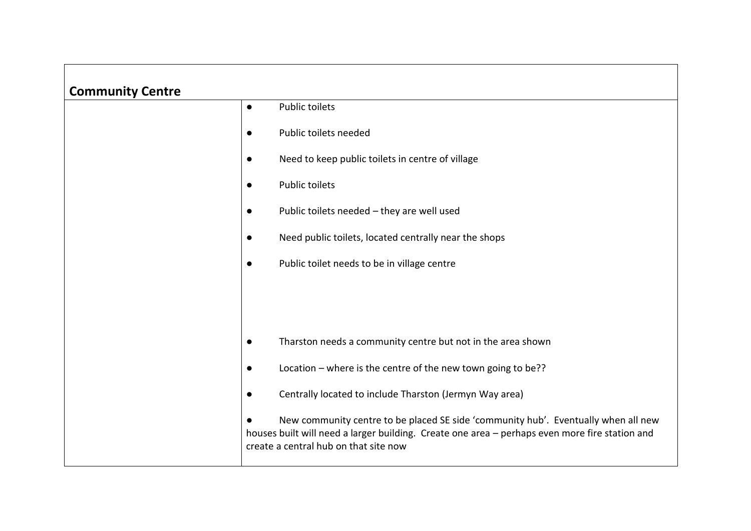| **Community Centre** | |
|---|---|
| | ● Public toilets<br><br>● Public toilets needed<br><br>● Need to keep public toilets in centre of village<br><br>● Public toilets<br><br>● Public toilets needed – they are well used<br><br>● Need public toilets, located centrally near the shops<br><br>● Public toilet needs to be in village centre<br><br><br><br>● Tharston needs a community centre but not in the area shown<br><br>● Location – where is the centre of the new town going to be??<br><br>● Centrally located to include Tharston (Jermyn Way area)<br><br>● New community centre to be placed SE side 'community hub'. Eventually when all new houses built will need a larger building. Create one area – perhaps even more fire station and create a central hub on that site now |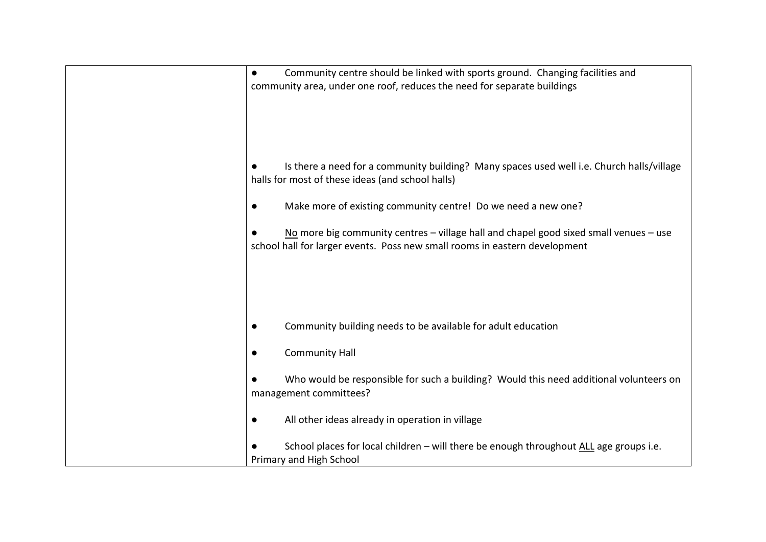| | |
|---|---|
| | ● Community centre should be linked with sports ground. Changing facilities and community area, under one roof, reduces the need for separate buildings<br><br>● Is there a need for a community building? Many spaces used well i.e. Church halls/village halls for most of these ideas (and school halls)<br><br>● Make more of existing community centre! Do we need a new one?<br><br>● No more big community centres – village hall and chapel good sixed small venues – use school hall for larger events. Poss new small rooms in eastern development<br><br>● Community building needs to be available for adult education<br><br>● Community Hall<br><br>● Who would be responsible for such a building? Would this need additional volunteers on management committees?<br><br>● All other ideas already in operation in village<br><br>● School places for local children – will there be enough throughout ALL age groups i.e. Primary and High School |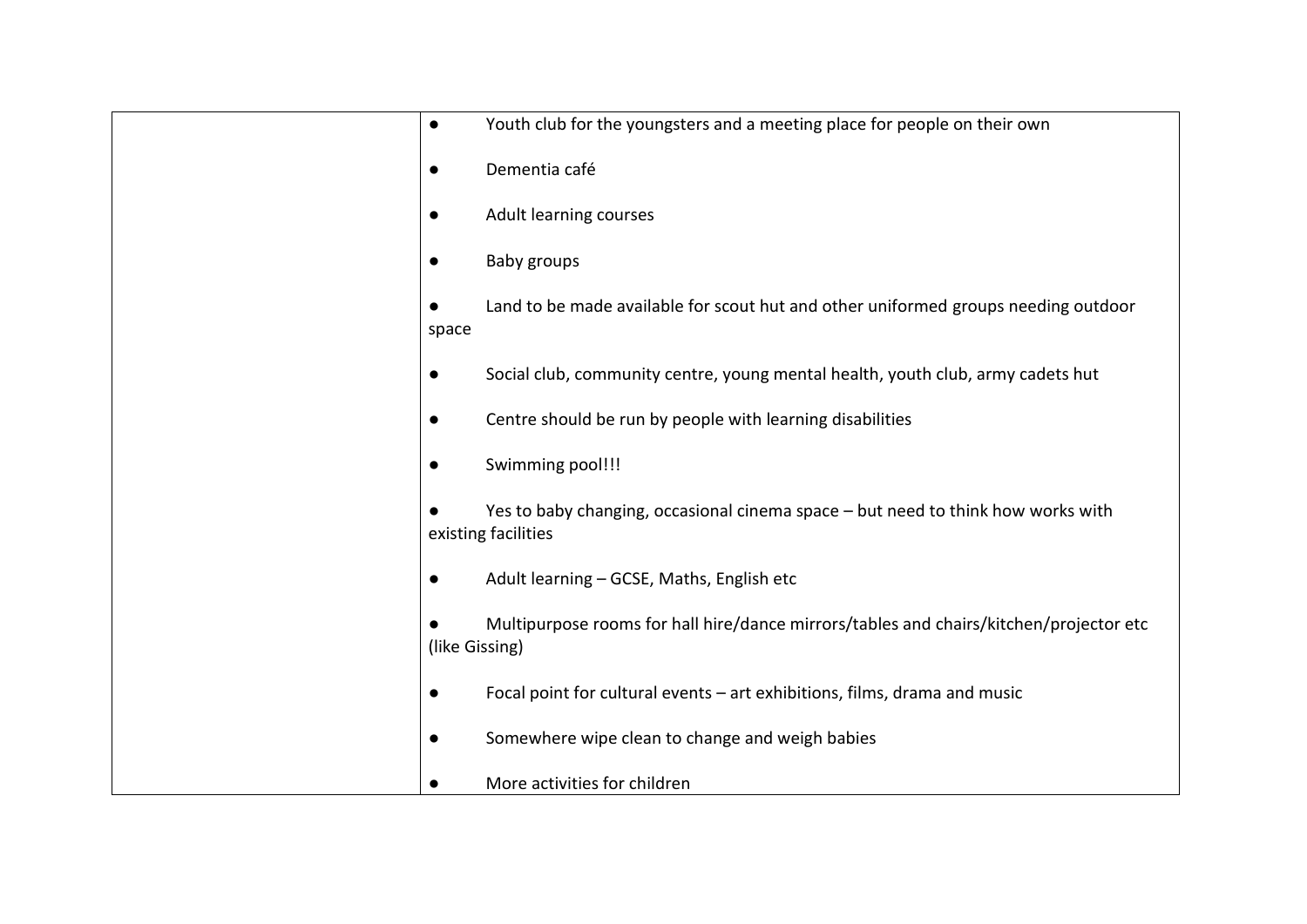| | |
|---|---|
| | ● Youth club for the youngsters and a meeting place for people on their own<br><br>● Dementia café<br><br>● Adult learning courses<br><br>● Baby groups<br><br>● Land to be made available for scout hut and other uniformed groups needing outdoor space<br><br>● Social club, community centre, young mental health, youth club, army cadets hut<br><br>● Centre should be run by people with learning disabilities<br><br>● Swimming pool!!!<br><br>● Yes to baby changing, occasional cinema space – but need to think how works with existing facilities<br><br>● Adult learning – GCSE, Maths, English etc<br><br>● Multipurpose rooms for hall hire/dance mirrors/tables and chairs/kitchen/projector etc (like Gissing)<br><br>● Focal point for cultural events – art exhibitions, films, drama and music<br><br>● Somewhere wipe clean to change and weigh babies<br><br>● More activities for children |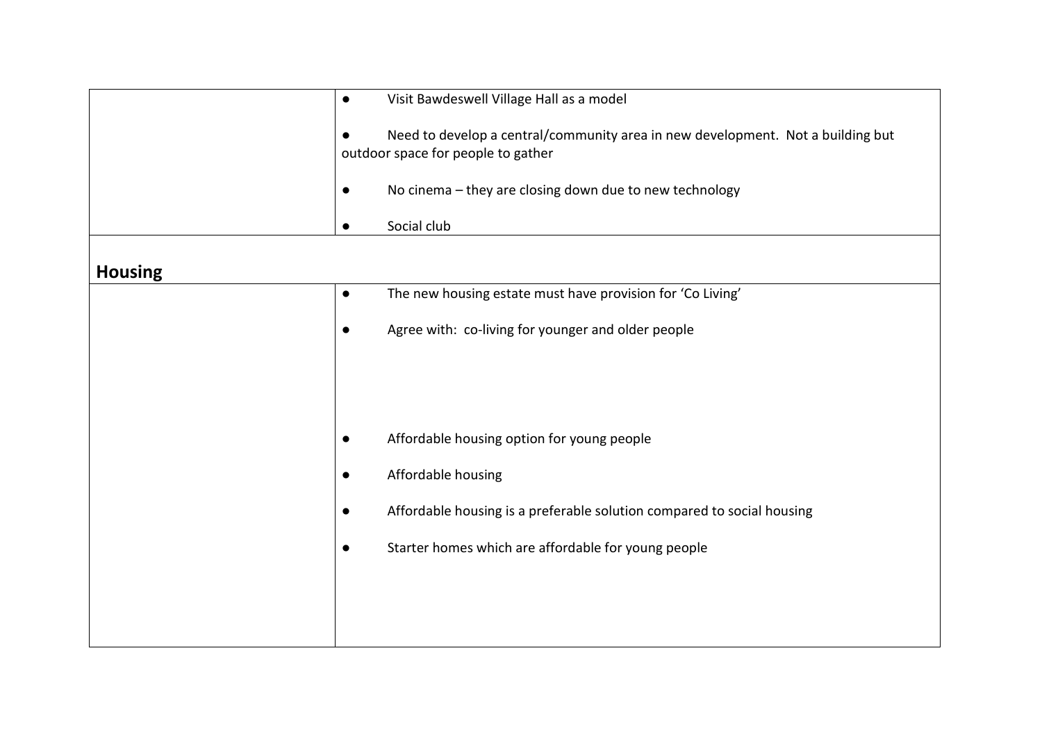| | |
|---|---|
| | - Visit Bawdeswell Village Hall as a model<br>- Need to develop a central/community area in new development. Not a building but outdoor space for people to gather<br>- No cinema – they are closing down due to new technology<br>- Social club |
| **Housing** | |
| | - The new housing estate must have provision for 'Co Living'<br>- Agree with: co-living for younger and older people<br>- Affordable housing option for young people<br>- Affordable housing<br>- Affordable housing is a preferable solution compared to social housing<br>- Starter homes which are affordable for young people |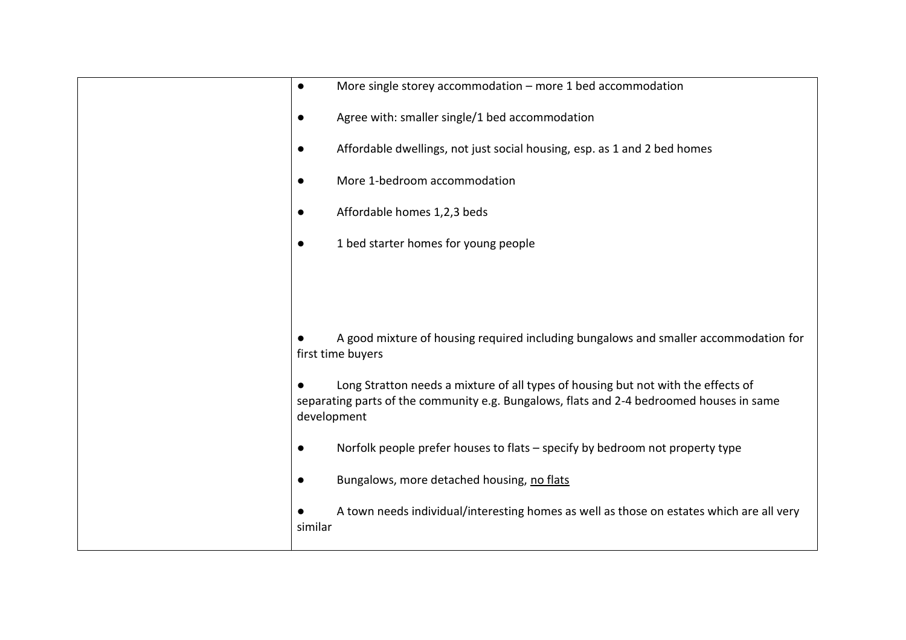| | |
|---|---|
| | ● More single storey accommodation – more 1 bed accommodation<br><br>● Agree with: smaller single/1 bed accommodation<br><br>● Affordable dwellings, not just social housing, esp. as 1 and 2 bed homes<br><br>● More 1-bedroom accommodation<br><br>● Affordable homes 1,2,3 beds<br><br>● 1 bed starter homes for young people<br><br>● A good mixture of housing required including bungalows and smaller accommodation for first time buyers<br><br>● Long Stratton needs a mixture of all types of housing but not with the effects of separating parts of the community e.g. Bungalows, flats and 2-4 bedroomed houses in same development<br><br>● Norfolk people prefer houses to flats – specify by bedroom not property type<br><br>● Bungalows, more detached housing, <u>no flats</u><br><br>● A town needs individual/interesting homes as well as those on estates which are all very similar |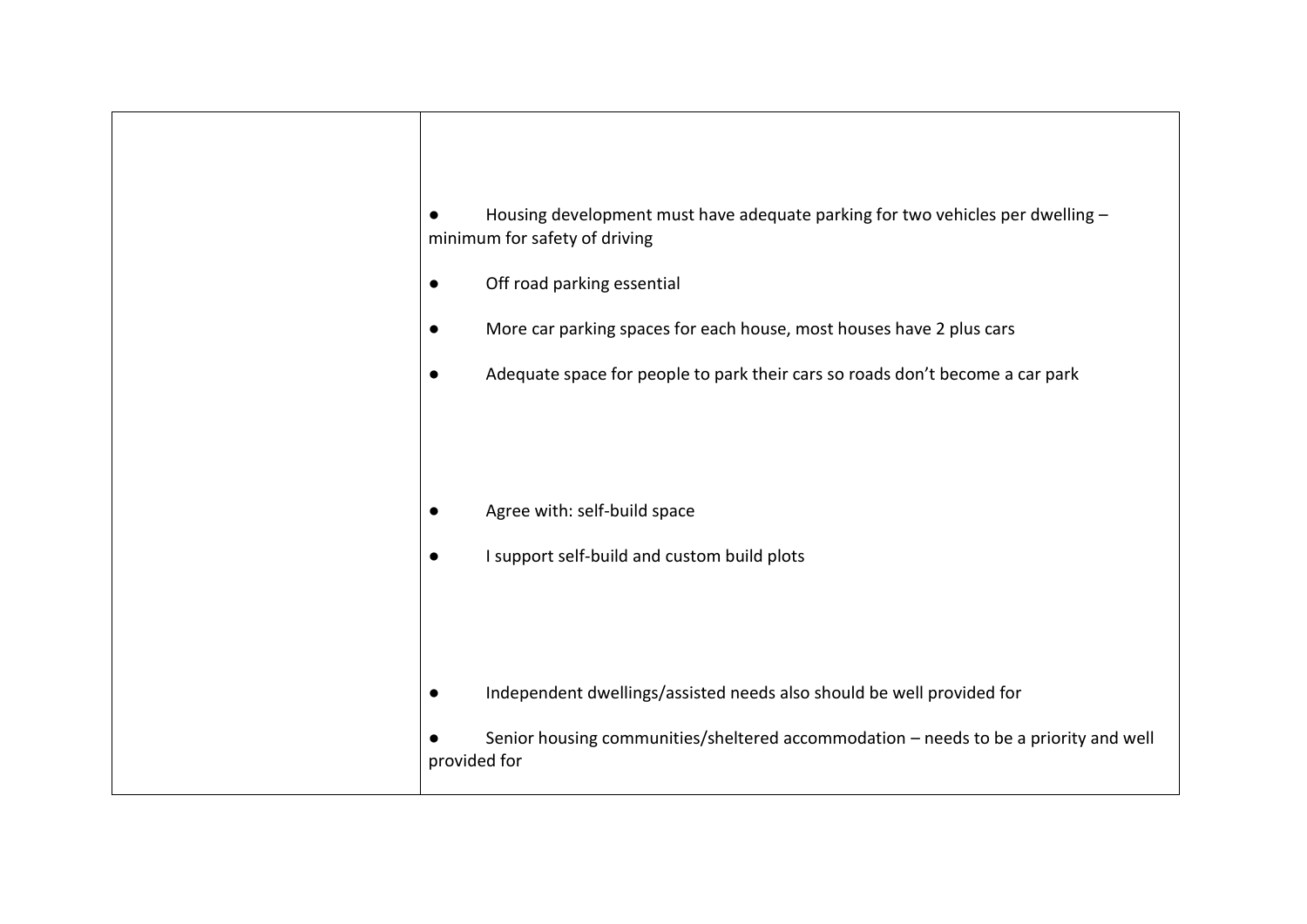| | |
|---|---|
| | ● Housing development must have adequate parking for two vehicles per dwelling – minimum for safety of driving<br><br>● Off road parking essential<br><br>● More car parking spaces for each house, most houses have 2 plus cars<br><br>● Adequate space for people to park their cars so roads don't become a car park<br><br><br>● Agree with: self-build space<br><br>● I support self-build and custom build plots<br><br><br>● Independent dwellings/assisted needs also should be well provided for<br><br>● Senior housing communities/sheltered accommodation – needs to be a priority and well provided for |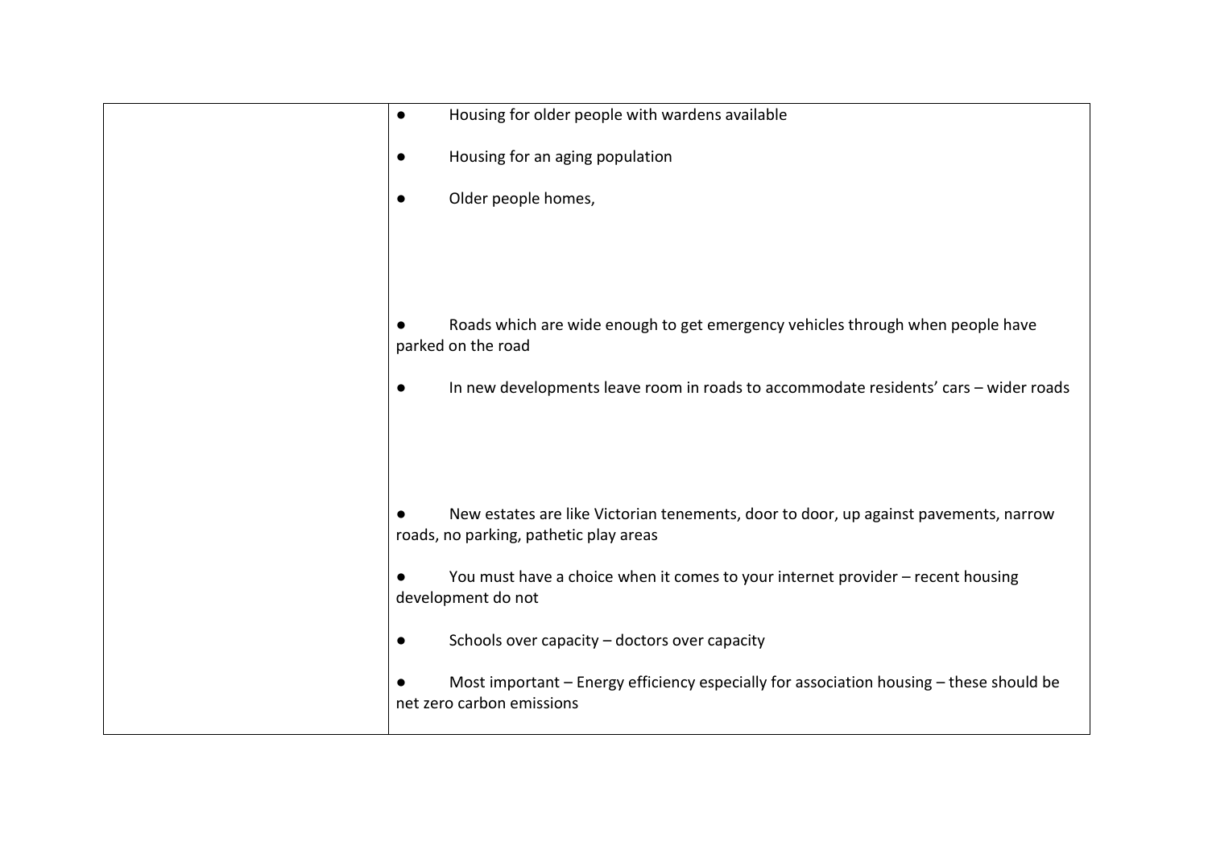| | |
|---|---|
| | ● Housing for older people with wardens available<br><br>● Housing for an aging population<br><br>● Older people homes,<br><br><br><br>● Roads which are wide enough to get emergency vehicles through when people have parked on the road<br><br>● In new developments leave room in roads to accommodate residents' cars – wider roads<br><br><br><br>● New estates are like Victorian tenements, door to door, up against pavements, narrow roads, no parking, pathetic play areas<br><br>● You must have a choice when it comes to your internet provider – recent housing development do not<br><br>● Schools over capacity – doctors over capacity<br><br>● Most important – Energy efficiency especially for association housing – these should be net zero carbon emissions |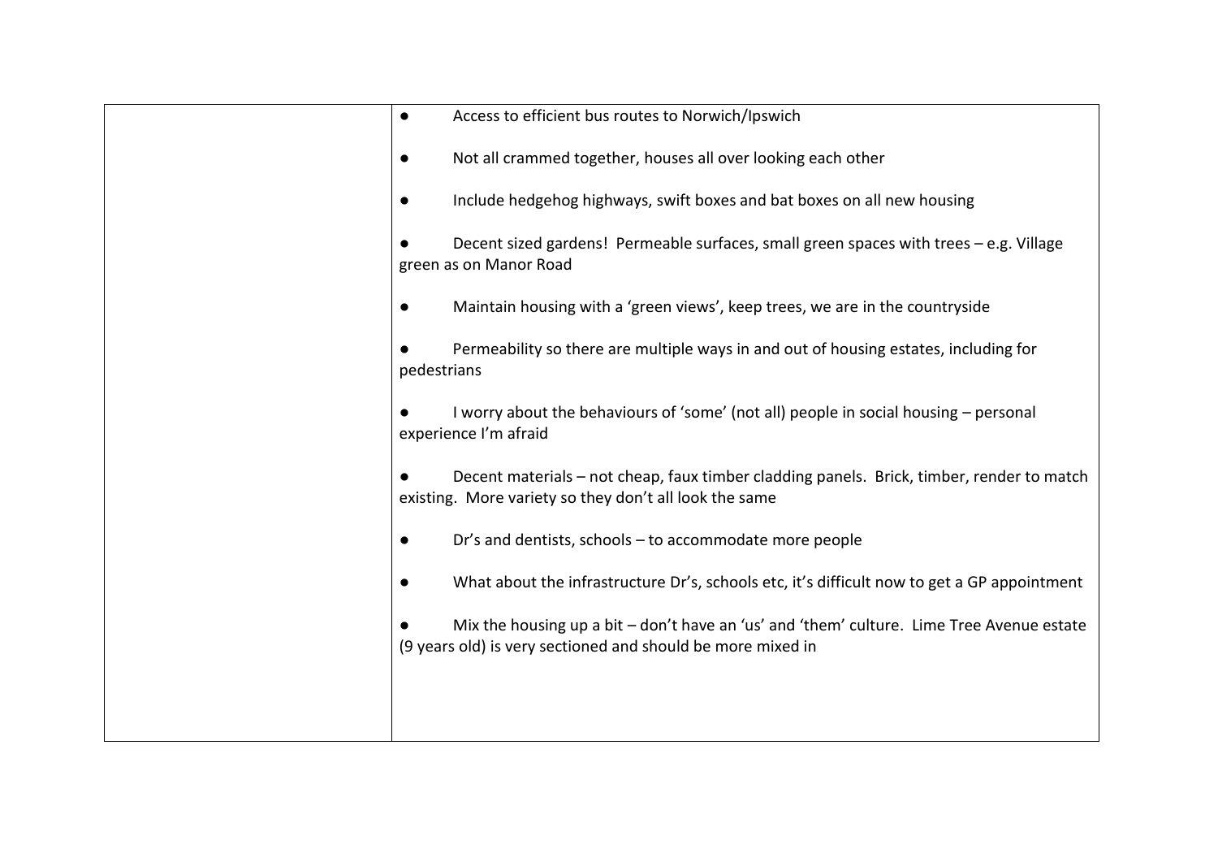| | |
|---|---|
| | ● Access to efficient bus routes to Norwich/Ipswich<br><br>● Not all crammed together, houses all over looking each other<br><br>● Include hedgehog highways, swift boxes and bat boxes on all new housing<br><br>● Decent sized gardens! Permeable surfaces, small green spaces with trees – e.g. Village green as on Manor Road<br><br>● Maintain housing with a 'green views', keep trees, we are in the countryside<br><br>● Permeability so there are multiple ways in and out of housing estates, including for pedestrians<br><br>● I worry about the behaviours of 'some' (not all) people in social housing – personal experience I'm afraid<br><br>● Decent materials – not cheap, faux timber cladding panels. Brick, timber, render to match existing. More variety so they don't all look the same<br><br>● Dr's and dentists, schools – to accommodate more people<br><br>● What about the infrastructure Dr's, schools etc, it's difficult now to get a GP appointment<br><br>● Mix the housing up a bit – don't have an 'us' and 'them' culture. Lime Tree Avenue estate (9 years old) is very sectioned and should be more mixed in |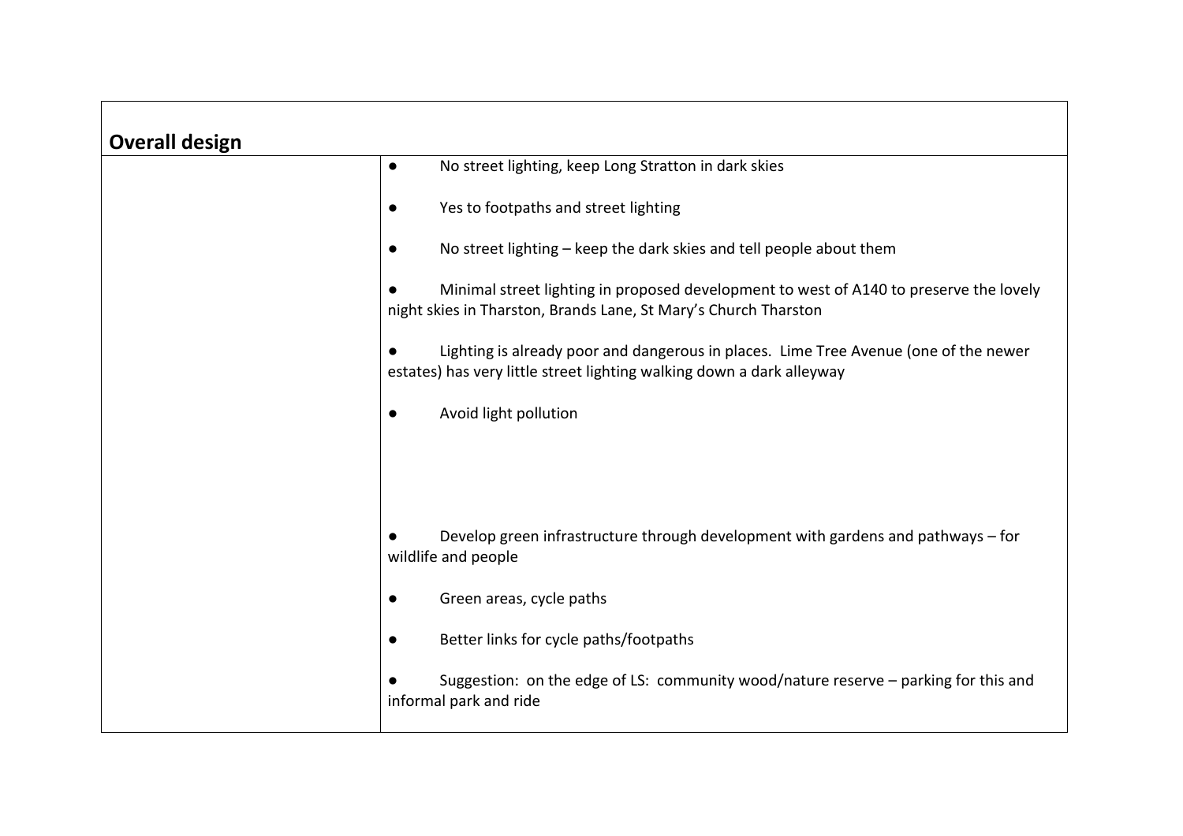| Overall design | |
|---|---|
| | ● No street lighting, keep Long Stratton in dark skies<br><br>● Yes to footpaths and street lighting<br><br>● No street lighting – keep the dark skies and tell people about them<br><br>● Minimal street lighting in proposed development to west of A140 to preserve the lovely night skies in Tharston, Brands Lane, St Mary's Church Tharston<br><br>● Lighting is already poor and dangerous in places. Lime Tree Avenue (one of the newer estates) has very little street lighting walking down a dark alleyway<br><br>● Avoid light pollution<br><br><br><br>● Develop green infrastructure through development with gardens and pathways – for wildlife and people<br><br>● Green areas, cycle paths<br><br>● Better links for cycle paths/footpaths<br><br>● Suggestion: on the edge of LS: community wood/nature reserve – parking for this and informal park and ride |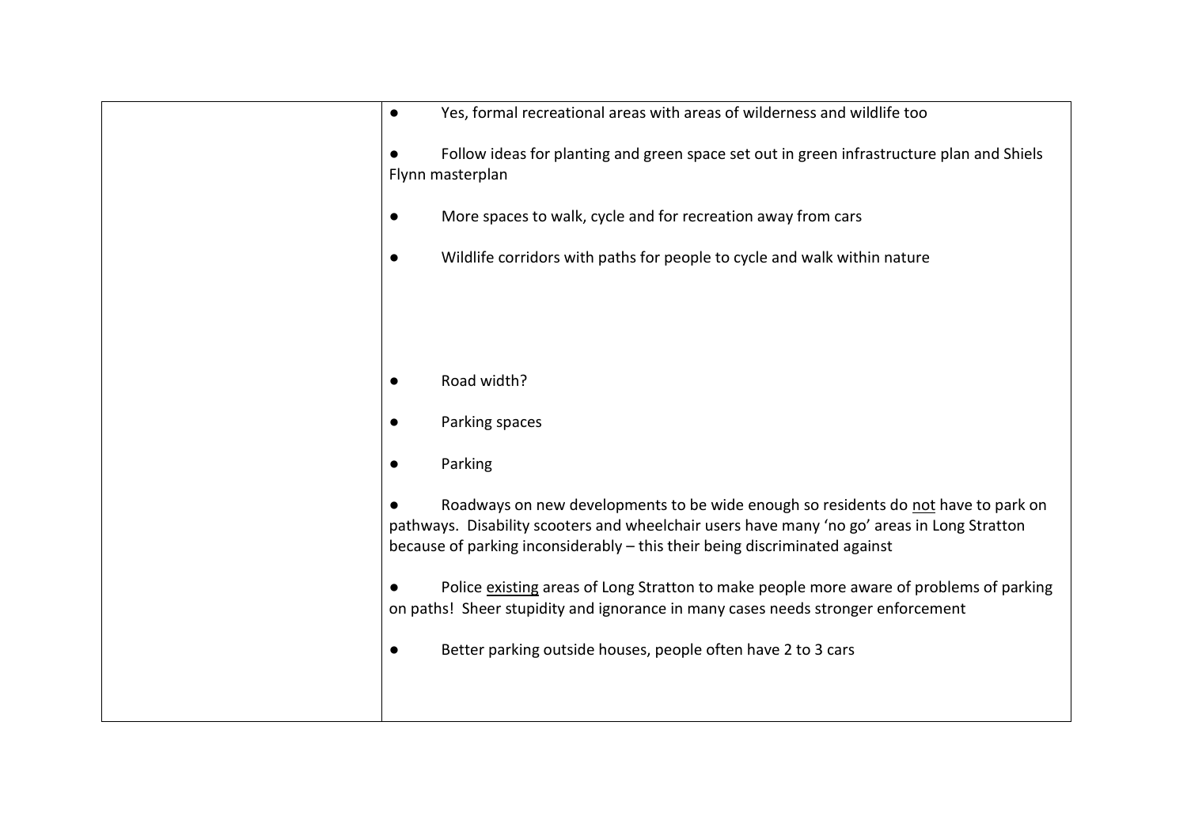| | |
|---|---|
| | ● Yes, formal recreational areas with areas of wilderness and wildlife too<br><br>● Follow ideas for planting and green space set out in green infrastructure plan and Shiels Flynn masterplan<br><br>● More spaces to walk, cycle and for recreation away from cars<br><br>● Wildlife corridors with paths for people to cycle and walk within nature<br><br><br><br>● Road width?<br><br>● Parking spaces<br><br>● Parking<br><br>● Roadways on new developments to be wide enough so residents do <u>not</u> have to park on pathways. Disability scooters and wheelchair users have many 'no go' areas in Long Stratton because of parking inconsiderably – this their being discriminated against<br><br>● Police <u>existing</u> areas of Long Stratton to make people more aware of problems of parking on paths! Sheer stupidity and ignorance in many cases needs stronger enforcement<br><br>● Better parking outside houses, people often have 2 to 3 cars |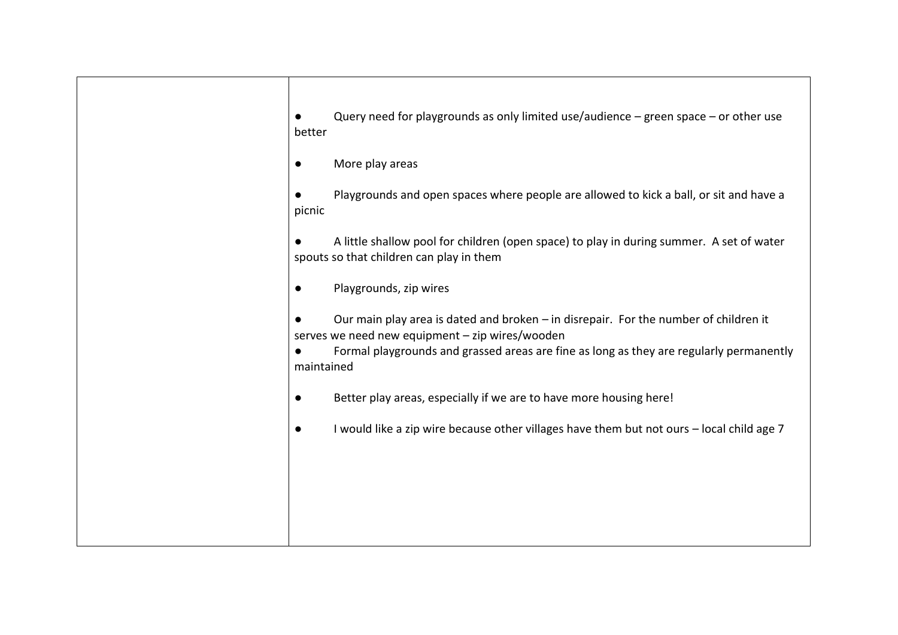| | |
|---|---|
| | ● Query need for playgrounds as only limited use/audience – green space – or other use better<br><br>● More play areas<br><br>● Playgrounds and open spaces where people are allowed to kick a ball, or sit and have a picnic<br><br>● A little shallow pool for children (open space) to play in during summer. A set of water spouts so that children can play in them<br><br>● Playgrounds, zip wires<br><br>● Our main play area is dated and broken – in disrepair. For the number of children it serves we need new equipment – zip wires/wooden<br>● Formal playgrounds and grassed areas are fine as long as they are regularly permanently maintained<br><br>● Better play areas, especially if we are to have more housing here!<br><br>● I would like a zip wire because other villages have them but not ours – local child age 7 |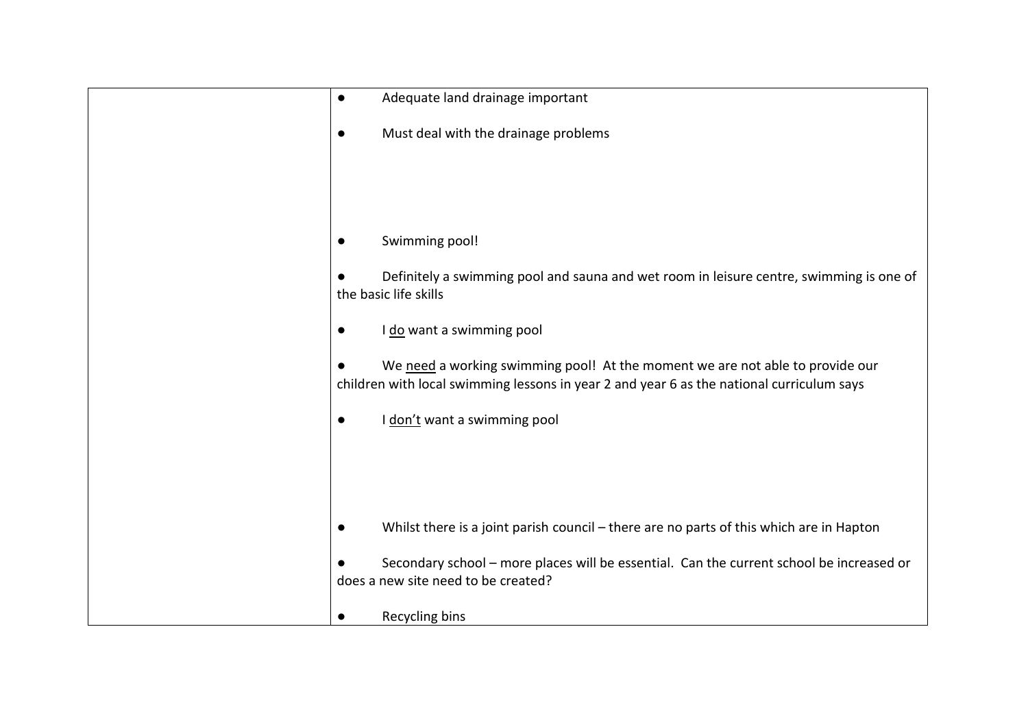| | |
|---|---|
| | ● Adequate land drainage important<br><br>● Must deal with the drainage problems<br><br><br><br>● Swimming pool!<br><br>● Definitely a swimming pool and sauna and wet room in leisure centre, swimming is one of the basic life skills<br><br>● I <u>do</u> want a swimming pool<br><br>● We <u>need</u> a working swimming pool! At the moment we are not able to provide our children with local swimming lessons in year 2 and year 6 as the national curriculum says<br><br>● I <u>don't</u> want a swimming pool<br><br><br><br>● Whilst there is a joint parish council – there are no parts of this which are in Hapton<br><br>● Secondary school – more places will be essential. Can the current school be increased or does a new site need to be created?<br><br>● Recycling bins |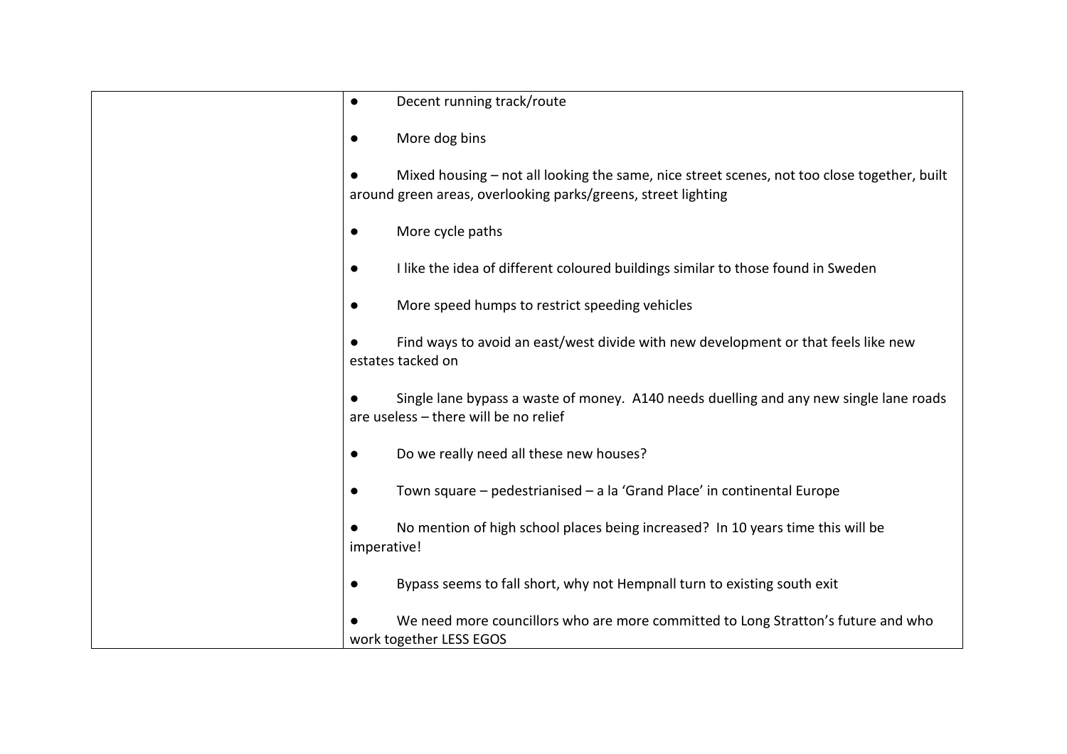|  |  |
|---|---|
|  | ● Decent running track/route<br><br>● More dog bins<br><br>● Mixed housing – not all looking the same, nice street scenes, not too close together, built around green areas, overlooking parks/greens, street lighting<br><br>● More cycle paths<br><br>● I like the idea of different coloured buildings similar to those found in Sweden<br><br>● More speed humps to restrict speeding vehicles<br><br>● Find ways to avoid an east/west divide with new development or that feels like new estates tacked on<br><br>● Single lane bypass a waste of money. A140 needs duelling and any new single lane roads are useless – there will be no relief<br><br>● Do we really need all these new houses?<br><br>● Town square – pedestrianised – a la 'Grand Place' in continental Europe<br><br>● No mention of high school places being increased? In 10 years time this will be imperative!<br><br>● Bypass seems to fall short, why not Hempnall turn to existing south exit<br><br>● We need more councillors who are more committed to Long Stratton's future and who work together LESS EGOS |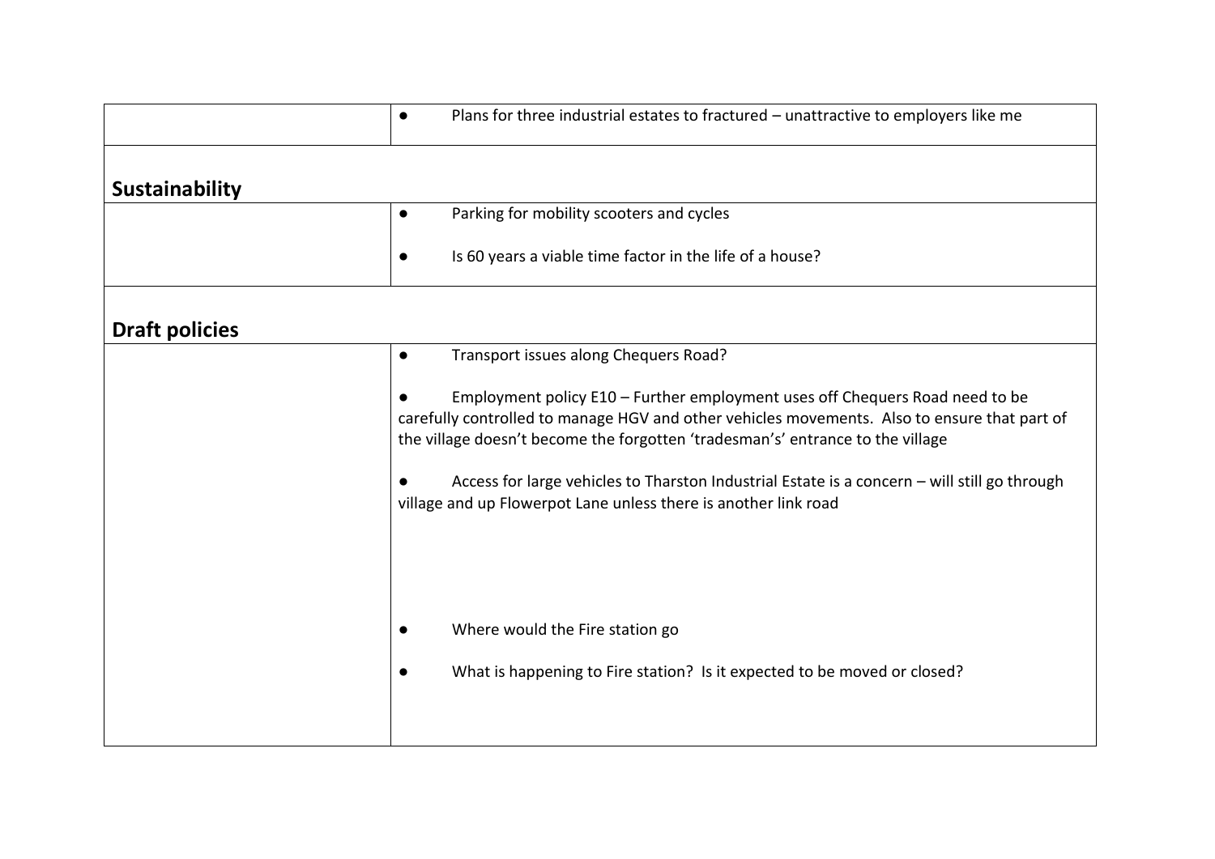| | |
|---|---|
| | ● Plans for three industrial estates to fractured – unattractive to employers like me |

**Sustainability**

| | |
|---|---|
| | ● Parking for mobility scooters and cycles<br><br>● Is 60 years a viable time factor in the life of a house? |

**Draft policies**

| | |
|---|---|
| | ● Transport issues along Chequers Road?<br><br>● Employment policy E10 – Further employment uses off Chequers Road need to be carefully controlled to manage HGV and other vehicles movements. Also to ensure that part of the village doesn't become the forgotten 'tradesman's' entrance to the village<br><br>● Access for large vehicles to Tharston Industrial Estate is a concern – will still go through village and up Flowerpot Lane unless there is another link road<br><br>● Where would the Fire station go<br><br>● What is happening to Fire station? Is it expected to be moved or closed? |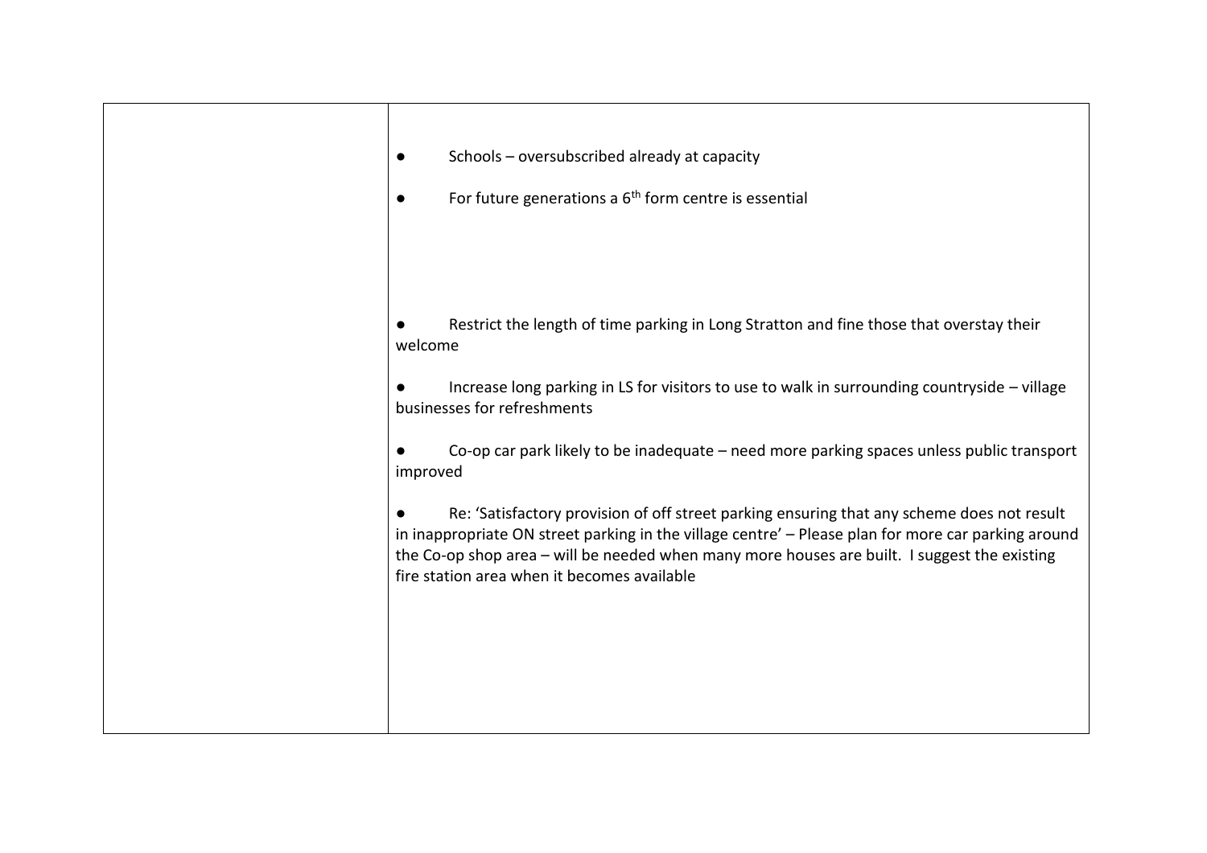| | |
|---|---|
| | ● Schools – oversubscribed already at capacity<br><br>● For future generations a $6^{th}$ form centre is essential<br><br><br><br>● Restrict the length of time parking in Long Stratton and fine those that overstay their welcome<br><br>● Increase long parking in LS for visitors to use to walk in surrounding countryside – village businesses for refreshments<br><br>● Co-op car park likely to be inadequate – need more parking spaces unless public transport improved<br><br>● Re: 'Satisfactory provision of off street parking ensuring that any scheme does not result in inappropriate ON street parking in the village centre' – Please plan for more car parking around the Co-op shop area – will be needed when many more houses are built. I suggest the existing fire station area when it becomes available |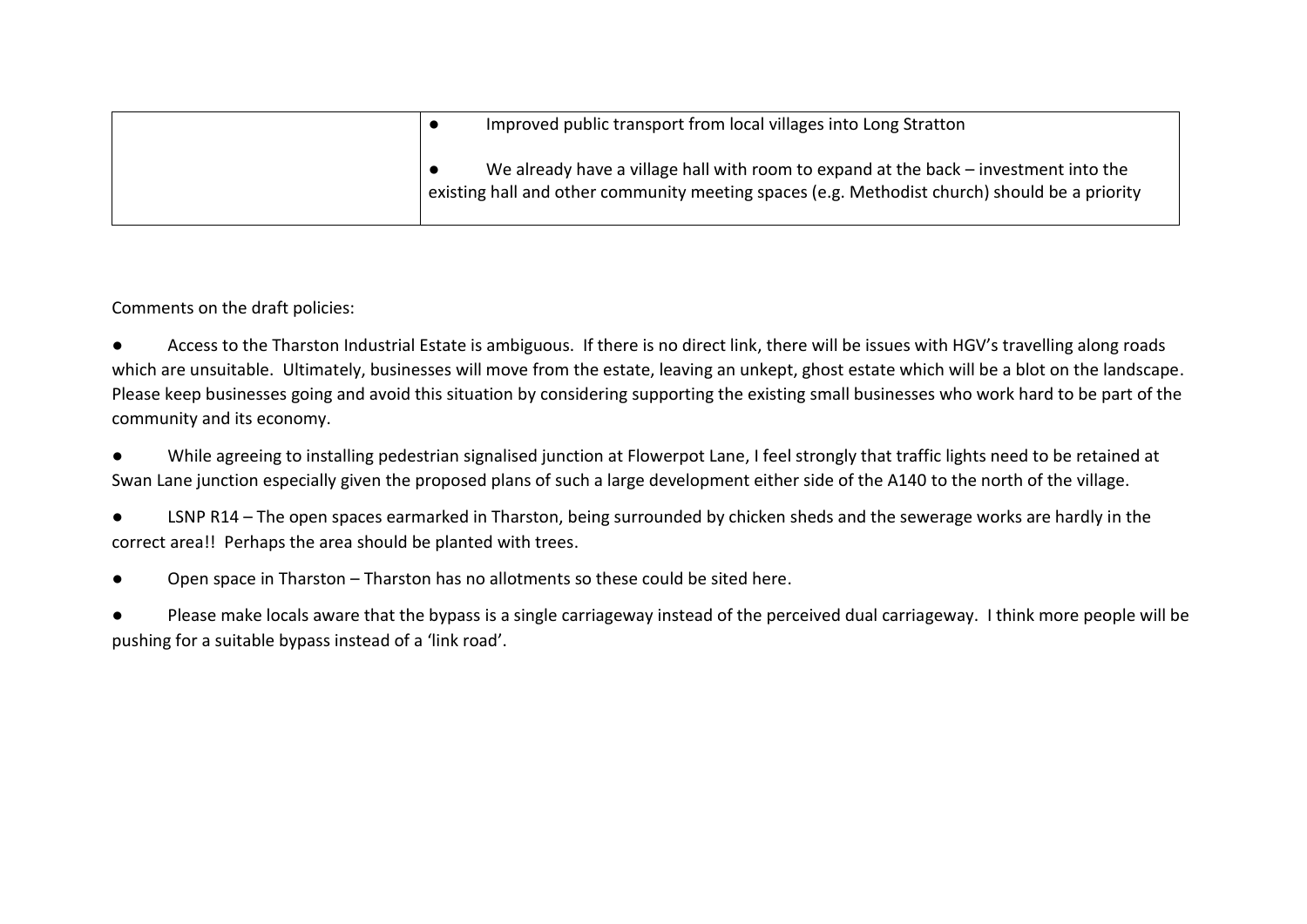| | |
|---|---|
| | ● Improved public transport from local villages into Long Stratton<br><br>● We already have a village hall with room to expand at the back – investment into the existing hall and other community meeting spaces (e.g. Methodist church) should be a priority |

Comments on the draft policies:

● Access to the Tharston Industrial Estate is ambiguous. If there is no direct link, there will be issues with HGV's travelling along roads which are unsuitable. Ultimately, businesses will move from the estate, leaving an unkept, ghost estate which will be a blot on the landscape. Please keep businesses going and avoid this situation by considering supporting the existing small businesses who work hard to be part of the community and its economy.

● While agreeing to installing pedestrian signalised junction at Flowerpot Lane, I feel strongly that traffic lights need to be retained at Swan Lane junction especially given the proposed plans of such a large development either side of the A140 to the north of the village.

● LSNP R14 – The open spaces earmarked in Tharston, being surrounded by chicken sheds and the sewerage works are hardly in the correct area!! Perhaps the area should be planted with trees.

● Open space in Tharston – Tharston has no allotments so these could be sited here.

● Please make locals aware that the bypass is a single carriageway instead of the perceived dual carriageway. I think more people will be pushing for a suitable bypass instead of a 'link road'.